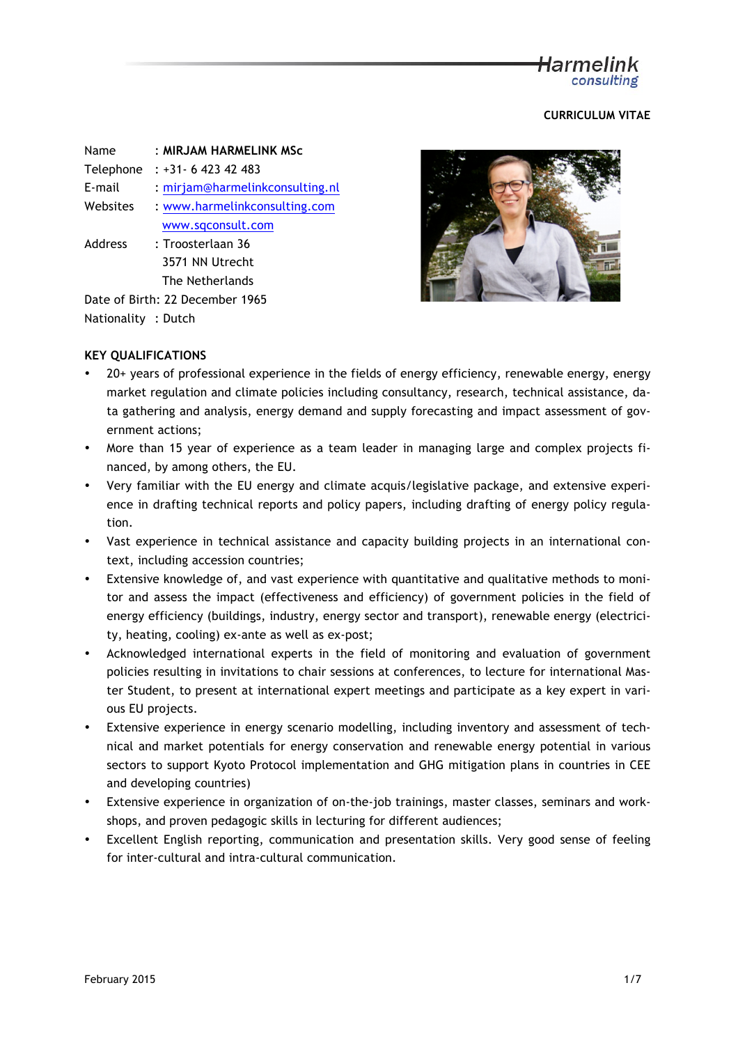Harmelink consulting

**CURRICULUM VITAE**

Name : **MIRJAM HARMELINK MSc**
Telephone : +31- 6 423 42 483
E-mail : mirjam@harmelinkconsulting.nl
Websites : www.harmelinkconsulting.com
www.sqconsult.com
Address : Troosterlaan 36
3571 NN Utrecht
The Netherlands
Date of Birth: 22 December 1965
Nationality : Dutch

**KEY QUALIFICATIONS**

- 20+ years of professional experience in the fields of energy efficiency, renewable energy, energy market regulation and climate policies including consultancy, research, technical assistance, data gathering and analysis, energy demand and supply forecasting and impact assessment of government actions;
- More than 15 year of experience as a team leader in managing large and complex projects financed, by among others, the EU.
- Very familiar with the EU energy and climate acquis/legislative package, and extensive experience in drafting technical reports and policy papers, including drafting of energy policy regulation.
- Vast experience in technical assistance and capacity building projects in an international context, including accession countries;
- Extensive knowledge of, and vast experience with quantitative and qualitative methods to monitor and assess the impact (effectiveness and efficiency) of government policies in the field of energy efficiency (buildings, industry, energy sector and transport), renewable energy (electricity, heating, cooling) ex-ante as well as ex-post;
- Acknowledged international experts in the field of monitoring and evaluation of government policies resulting in invitations to chair sessions at conferences, to lecture for international Master Student, to present at international expert meetings and participate as a key expert in various EU projects.
- Extensive experience in energy scenario modelling, including inventory and assessment of technical and market potentials for energy conservation and renewable energy potential in various sectors to support Kyoto Protocol implementation and GHG mitigation plans in countries in CEE and developing countries)
- Extensive experience in organization of on-the-job trainings, master classes, seminars and workshops, and proven pedagogic skills in lecturing for different audiences;
- Excellent English reporting, communication and presentation skills. Very good sense of feeling for inter-cultural and intra-cultural communication.

February 2015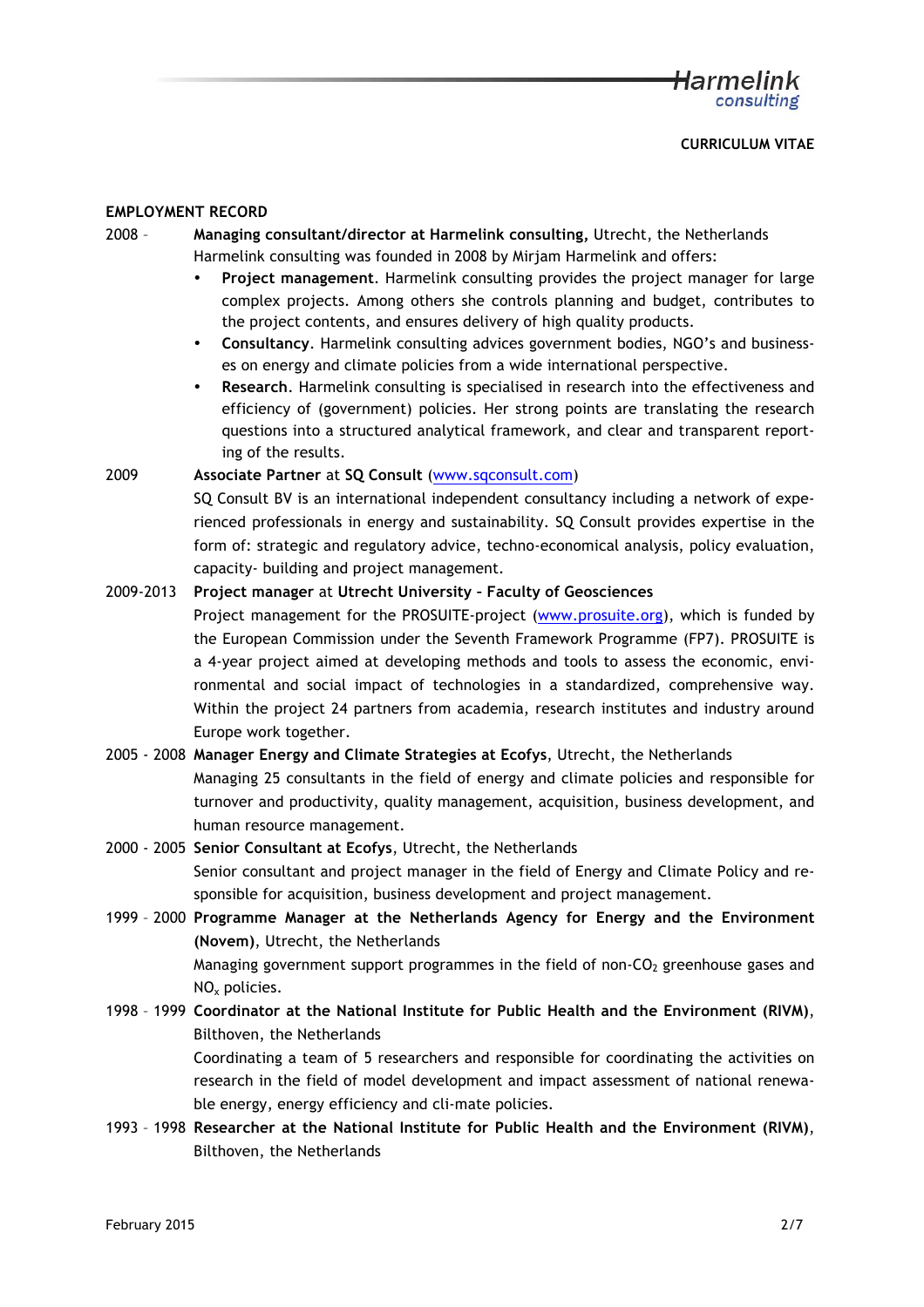**CURRICULUM VITAE**

## EMPLOYMENT RECORD

**2008 –** **Managing consultant/director at Harmelink consulting,** Utrecht, the Netherlands

Harmelink consulting was founded in 2008 by Mirjam Harmelink and offers:

- **Project management**. Harmelink consulting provides the project manager for large complex projects. Among others she controls planning and budget, contributes to the project contents, and ensures delivery of high quality products.
- **Consultancy**. Harmelink consulting advices government bodies, NGO's and businesses on energy and climate policies from a wide international perspective.
- **Research**. Harmelink consulting is specialised in research into the effectiveness and efficiency of (government) policies. Her strong points are translating the research questions into a structured analytical framework, and clear and transparent reporting of the results.

**2009** **Associate Partner** at **SQ Consult** (www.sqconsult.com)

SQ Consult BV is an international independent consultancy including a network of experienced professionals in energy and sustainability. SQ Consult provides expertise in the form of: strategic and regulatory advice, techno-economical analysis, policy evaluation, capacity- building and project management.

**2009-2013** **Project manager** at **Utrecht University – Faculty of Geosciences**

Project management for the PROSUITE-project (www.prosuite.org), which is funded by the European Commission under the Seventh Framework Programme (FP7). PROSUITE is a 4-year project aimed at developing methods and tools to assess the economic, environmental and social impact of technologies in a standardized, comprehensive way. Within the project 24 partners from academia, research institutes and industry around Europe work together.

**2005 - 2008** **Manager Energy and Climate Strategies at Ecofys**, Utrecht, the Netherlands

Managing 25 consultants in the field of energy and climate policies and responsible for turnover and productivity, quality management, acquisition, business development, and human resource management.

**2000 - 2005** **Senior Consultant at Ecofys**, Utrecht, the Netherlands

Senior consultant and project manager in the field of Energy and Climate Policy and responsible for acquisition, business development and project management.

**1999 – 2000** **Programme Manager at the Netherlands Agency for Energy and the Environment (Novem)**, Utrecht, the Netherlands

Managing government support programmes in the field of non-$CO_2$ greenhouse gases and $NO_x$ policies.

**1998 – 1999** **Coordinator at the National Institute for Public Health and the Environment (RIVM)**, Bilthoven, the Netherlands

Coordinating a team of 5 researchers and responsible for coordinating the activities on research in the field of model development and impact assessment of national renewable energy, energy efficiency and cli-mate policies.

**1993 – 1998** **Researcher at the National Institute for Public Health and the Environment (RIVM)**, Bilthoven, the Netherlands

February 2015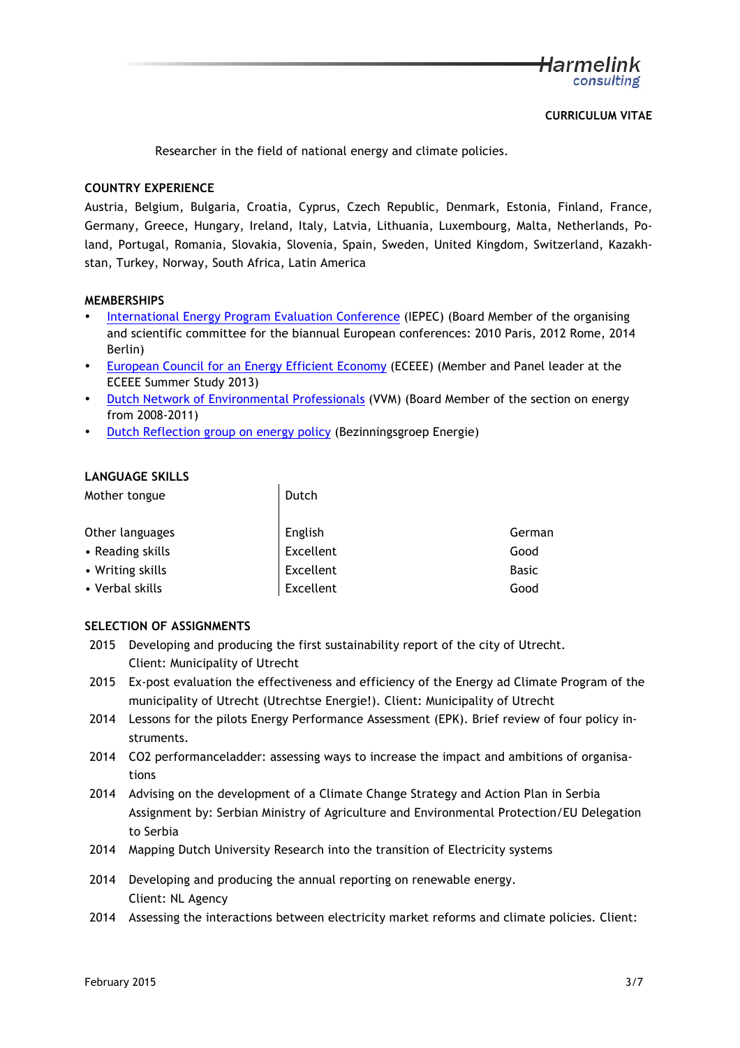**CURRICULUM VITAE**

Researcher in the field of national energy and climate policies.

**COUNTRY EXPERIENCE**

Austria, Belgium, Bulgaria, Croatia, Cyprus, Czech Republic, Denmark, Estonia, Finland, France, Germany, Greece, Hungary, Ireland, Italy, Latvia, Lithuania, Luxembourg, Malta, Netherlands, Poland, Portugal, Romania, Slovakia, Slovenia, Spain, Sweden, United Kingdom, Switzerland, Kazakhstan, Turkey, Norway, South Africa, Latin America

**MEMBERSHIPS**

- International Energy Program Evaluation Conference (IEPEC) (Board Member of the organising and scientific committee for the biannual European conferences: 2010 Paris, 2012 Rome, 2014 Berlin)
- European Council for an Energy Efficient Economy (ECEEE) (Member and Panel leader at the ECEEE Summer Study 2013)
- Dutch Network of Environmental Professionals (VVM) (Board Member of the section on energy from 2008-2011)
- Dutch Reflection group on energy policy (Bezinningsgroep Energie)

**LANGUAGE SKILLS**

| | | |
|---|---|---|
| Mother tongue | Dutch | |
| Other languages | English | German |
| • Reading skills | Excellent | Good |
| • Writing skills | Excellent | Basic |
| • Verbal skills | Excellent | Good |

**SELECTION OF ASSIGNMENTS**

2015 Developing and producing the first sustainability report of the city of Utrecht.
Client: Municipality of Utrecht

2015 Ex-post evaluation the effectiveness and efficiency of the Energy ad Climate Program of the municipality of Utrecht (Utrechtse Energie!). Client: Municipality of Utrecht

2014 Lessons for the pilots Energy Performance Assessment (EPK). Brief review of four policy instruments.

2014 CO2 performanceladder: assessing ways to increase the impact and ambitions of organisations

2014 Advising on the development of a Climate Change Strategy and Action Plan in Serbia
Assignment by: Serbian Ministry of Agriculture and Environmental Protection/EU Delegation to Serbia

2014 Mapping Dutch University Research into the transition of Electricity systems

2014 Developing and producing the annual reporting on renewable energy.
Client: NL Agency

2014 Assessing the interactions between electricity market reforms and climate policies. Client: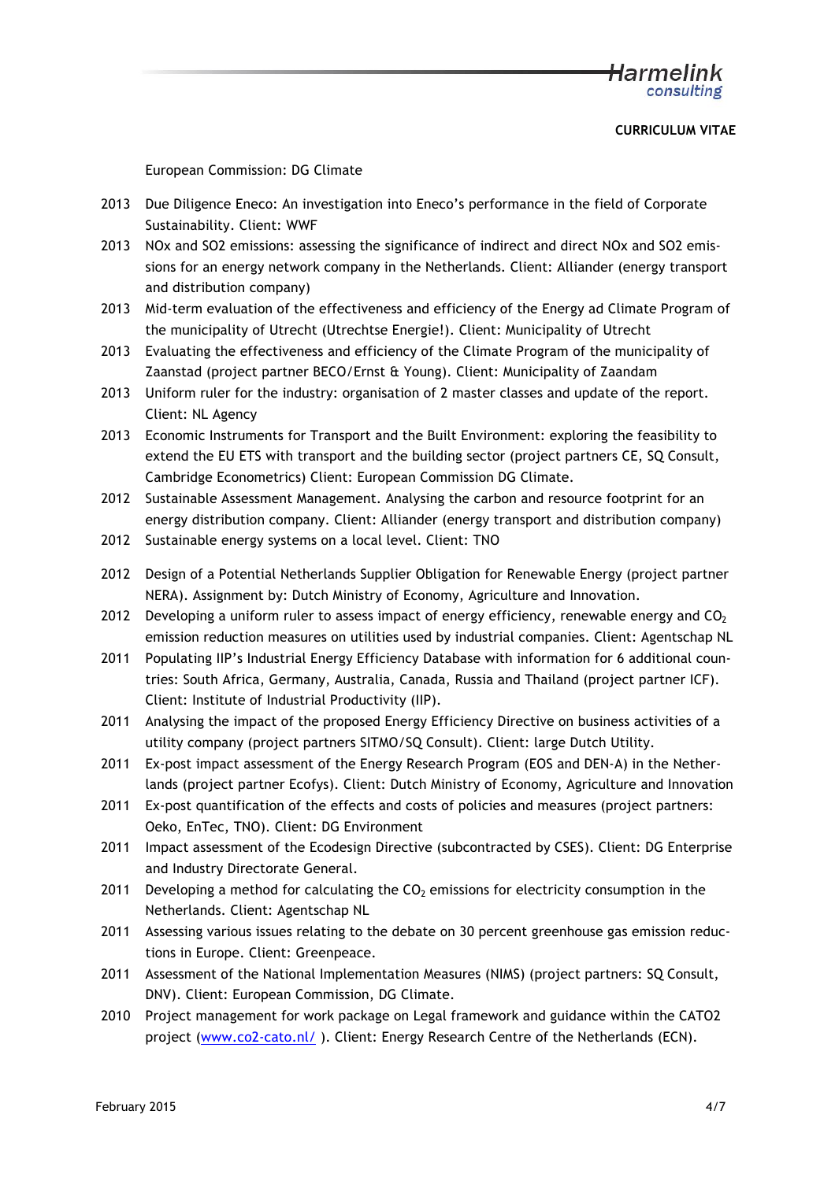European Commission: DG Climate

2013 Due Diligence Eneco: An investigation into Eneco's performance in the field of Corporate Sustainability. Client: WWF

2013 NOx and SO2 emissions: assessing the significance of indirect and direct NOx and SO2 emissions for an energy network company in the Netherlands. Client: Alliander (energy transport and distribution company)

2013 Mid-term evaluation of the effectiveness and efficiency of the Energy ad Climate Program of the municipality of Utrecht (Utrechtse Energie!). Client: Municipality of Utrecht

2013 Evaluating the effectiveness and efficiency of the Climate Program of the municipality of Zaanstad (project partner BECO/Ernst & Young). Client: Municipality of Zaandam

2013 Uniform ruler for the industry: organisation of 2 master classes and update of the report. Client: NL Agency

2013 Economic Instruments for Transport and the Built Environment: exploring the feasibility to extend the EU ETS with transport and the building sector (project partners CE, SQ Consult, Cambridge Econometrics) Client: European Commission DG Climate.

2012 Sustainable Assessment Management. Analysing the carbon and resource footprint for an energy distribution company. Client: Alliander (energy transport and distribution company)

2012 Sustainable energy systems on a local level. Client: TNO

2012 Design of a Potential Netherlands Supplier Obligation for Renewable Energy (project partner NERA). Assignment by: Dutch Ministry of Economy, Agriculture and Innovation.

2012 Developing a uniform ruler to assess impact of energy efficiency, renewable energy and $CO_2$ emission reduction measures on utilities used by industrial companies. Client: Agentschap NL

2011 Populating IIP's Industrial Energy Efficiency Database with information for 6 additional countries: South Africa, Germany, Australia, Canada, Russia and Thailand (project partner ICF). Client: Institute of Industrial Productivity (IIP).

2011 Analysing the impact of the proposed Energy Efficiency Directive on business activities of a utility company (project partners SITMO/SQ Consult). Client: large Dutch Utility.

2011 Ex-post impact assessment of the Energy Research Program (EOS and DEN-A) in the Netherlands (project partner Ecofys). Client: Dutch Ministry of Economy, Agriculture and Innovation

2011 Ex-post quantification of the effects and costs of policies and measures (project partners: Oeko, EnTec, TNO). Client: DG Environment

2011 Impact assessment of the Ecodesign Directive (subcontracted by CSES). Client: DG Enterprise and Industry Directorate General.

2011 Developing a method for calculating the $CO_2$ emissions for electricity consumption in the Netherlands. Client: Agentschap NL

2011 Assessing various issues relating to the debate on 30 percent greenhouse gas emission reductions in Europe. Client: Greenpeace.

2011 Assessment of the National Implementation Measures (NIMS) (project partners: SQ Consult, DNV). Client: European Commission, DG Climate.

2010 Project management for work package on Legal framework and guidance within the CATO2 project ([www.co2-cato.nl/](www.co2-cato.nl/) ). Client: Energy Research Centre of the Netherlands (ECN).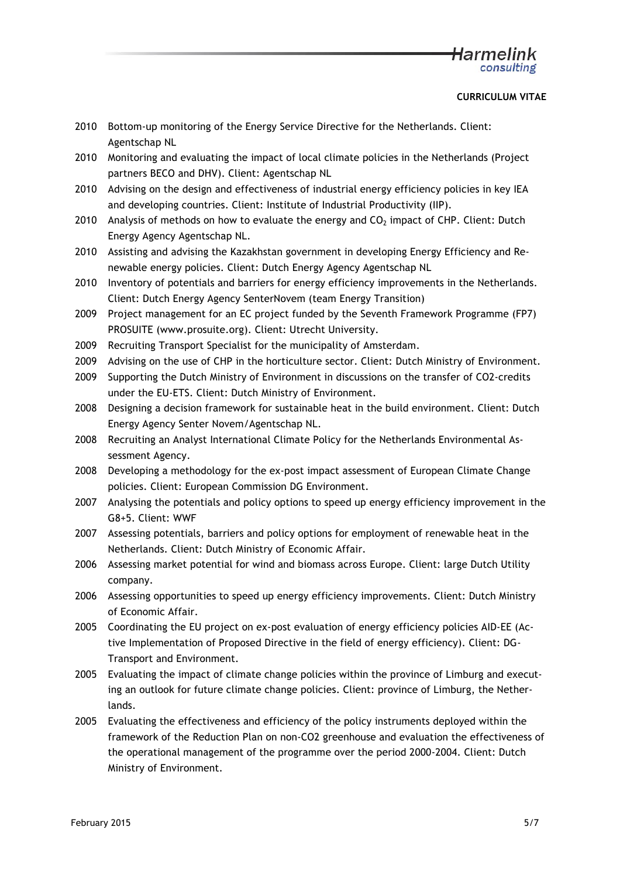2010 Bottom-up monitoring of the Energy Service Directive for the Netherlands. Client: Agentschap NL

2010 Monitoring and evaluating the impact of local climate policies in the Netherlands (Project partners BECO and DHV). Client: Agentschap NL

2010 Advising on the design and effectiveness of industrial energy efficiency policies in key IEA and developing countries. Client: Institute of Industrial Productivity (IIP).

2010 Analysis of methods on how to evaluate the energy and $CO_2$ impact of CHP. Client: Dutch Energy Agency Agentschap NL.

2010 Assisting and advising the Kazakhstan government in developing Energy Efficiency and Renewable energy policies. Client: Dutch Energy Agency Agentschap NL

2010 Inventory of potentials and barriers for energy efficiency improvements in the Netherlands. Client: Dutch Energy Agency SenterNovem (team Energy Transition)

2009 Project management for an EC project funded by the Seventh Framework Programme (FP7) PROSUITE (www.prosuite.org). Client: Utrecht University.

2009 Recruiting Transport Specialist for the municipality of Amsterdam.

2009 Advising on the use of CHP in the horticulture sector. Client: Dutch Ministry of Environment.

2009 Supporting the Dutch Ministry of Environment in discussions on the transfer of CO2-credits under the EU-ETS. Client: Dutch Ministry of Environment.

2008 Designing a decision framework for sustainable heat in the build environment. Client: Dutch Energy Agency Senter Novem/Agentschap NL.

2008 Recruiting an Analyst International Climate Policy for the Netherlands Environmental Assessment Agency.

2008 Developing a methodology for the ex-post impact assessment of European Climate Change policies. Client: European Commission DG Environment.

2007 Analysing the potentials and policy options to speed up energy efficiency improvement in the G8+5. Client: WWF

2007 Assessing potentials, barriers and policy options for employment of renewable heat in the Netherlands. Client: Dutch Ministry of Economic Affair.

2006 Assessing market potential for wind and biomass across Europe. Client: large Dutch Utility company.

2006 Assessing opportunities to speed up energy efficiency improvements. Client: Dutch Ministry of Economic Affair.

2005 Coordinating the EU project on ex-post evaluation of energy efficiency policies AID-EE (Active Implementation of Proposed Directive in the field of energy efficiency). Client: DG-Transport and Environment.

2005 Evaluating the impact of climate change policies within the province of Limburg and executing an outlook for future climate change policies. Client: province of Limburg, the Netherlands.

2005 Evaluating the effectiveness and efficiency of the policy instruments deployed within the framework of the Reduction Plan on non-CO2 greenhouse and evaluation the effectiveness of the operational management of the programme over the period 2000-2004. Client: Dutch Ministry of Environment.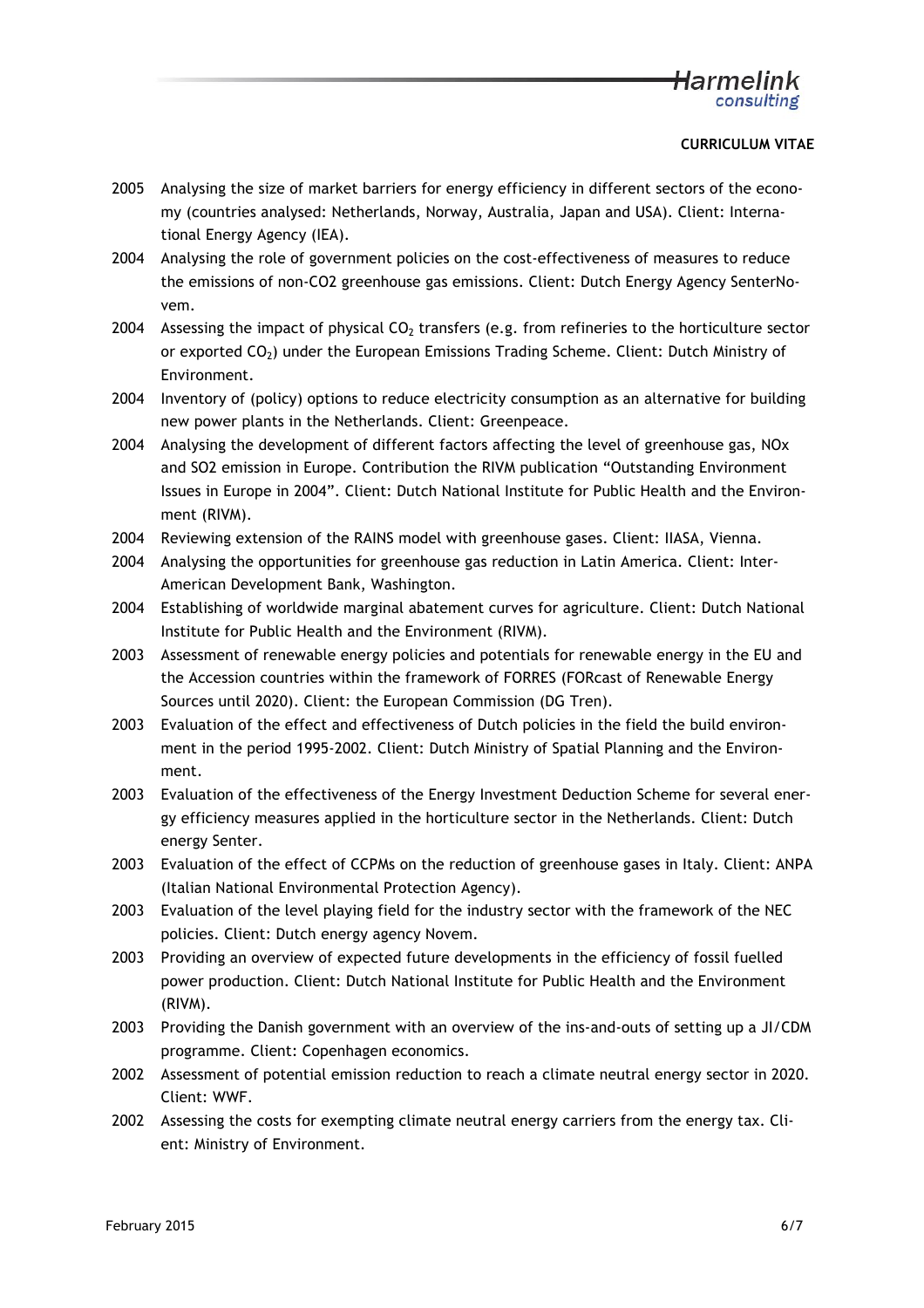- 2005 Analysing the size of market barriers for energy efficiency in different sectors of the economy (countries analysed: Netherlands, Norway, Australia, Japan and USA). Client: International Energy Agency (IEA).
- 2004 Analysing the role of government policies on the cost-effectiveness of measures to reduce the emissions of non-CO2 greenhouse gas emissions. Client: Dutch Energy Agency SenterNovem.
- 2004 Assessing the impact of physical $CO_2$ transfers (e.g. from refineries to the horticulture sector or exported $CO_2$) under the European Emissions Trading Scheme. Client: Dutch Ministry of Environment.
- 2004 Inventory of (policy) options to reduce electricity consumption as an alternative for building new power plants in the Netherlands. Client: Greenpeace.
- 2004 Analysing the development of different factors affecting the level of greenhouse gas, NOx and SO2 emission in Europe. Contribution the RIVM publication "Outstanding Environment Issues in Europe in 2004". Client: Dutch National Institute for Public Health and the Environment (RIVM).
- 2004 Reviewing extension of the RAINS model with greenhouse gases. Client: IIASA, Vienna.
- 2004 Analysing the opportunities for greenhouse gas reduction in Latin America. Client: Inter-American Development Bank, Washington.
- 2004 Establishing of worldwide marginal abatement curves for agriculture. Client: Dutch National Institute for Public Health and the Environment (RIVM).
- 2003 Assessment of renewable energy policies and potentials for renewable energy in the EU and the Accession countries within the framework of FORRES (FORcast of Renewable Energy Sources until 2020). Client: the European Commission (DG Tren).
- 2003 Evaluation of the effect and effectiveness of Dutch policies in the field the build environment in the period 1995-2002. Client: Dutch Ministry of Spatial Planning and the Environment.
- 2003 Evaluation of the effectiveness of the Energy Investment Deduction Scheme for several energy efficiency measures applied in the horticulture sector in the Netherlands. Client: Dutch energy Senter.
- 2003 Evaluation of the effect of CCPMs on the reduction of greenhouse gases in Italy. Client: ANPA (Italian National Environmental Protection Agency).
- 2003 Evaluation of the level playing field for the industry sector with the framework of the NEC policies. Client: Dutch energy agency Novem.
- 2003 Providing an overview of expected future developments in the efficiency of fossil fuelled power production. Client: Dutch National Institute for Public Health and the Environment (RIVM).
- 2003 Providing the Danish government with an overview of the ins-and-outs of setting up a JI/CDM programme. Client: Copenhagen economics.
- 2002 Assessment of potential emission reduction to reach a climate neutral energy sector in 2020. Client: WWF.
- 2002 Assessing the costs for exempting climate neutral energy carriers from the energy tax. Client: Ministry of Environment.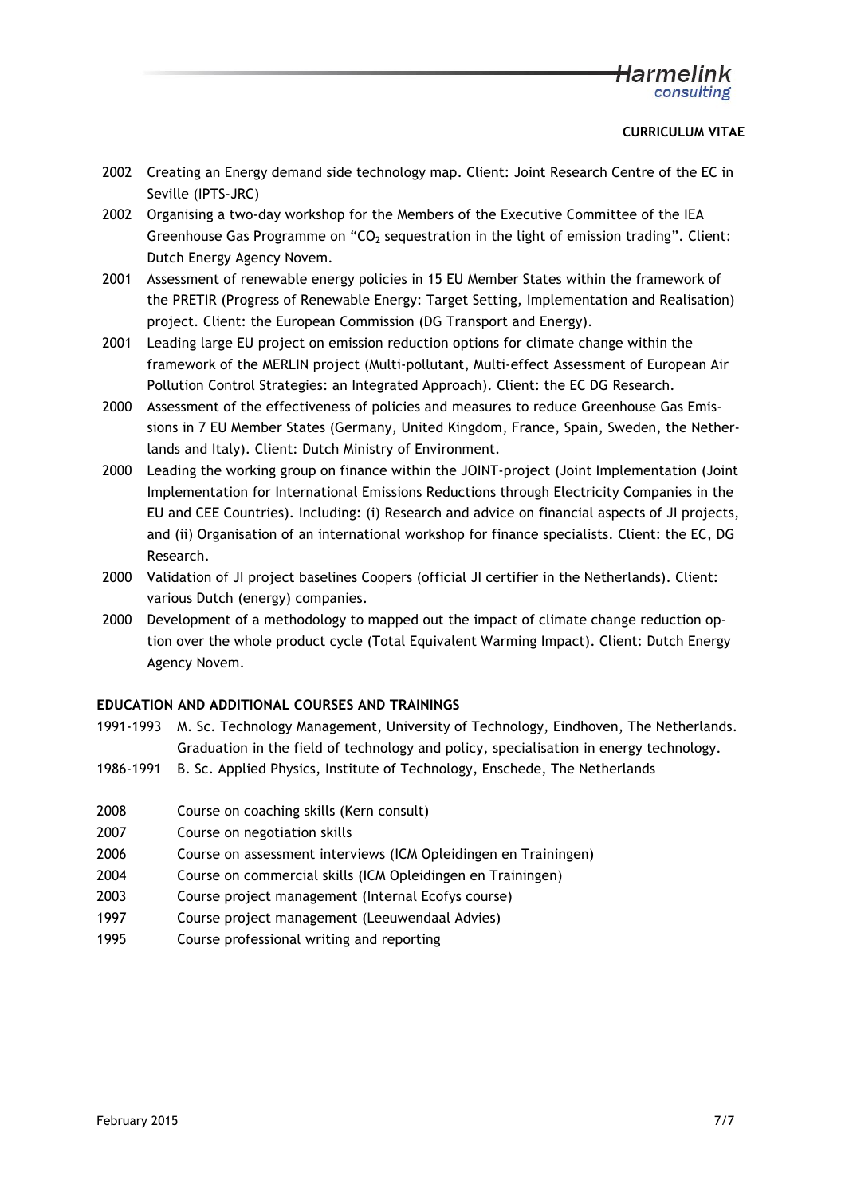2002 Creating an Energy demand side technology map. Client: Joint Research Centre of the EC in Seville (IPTS-JRC)

2002 Organising a two-day workshop for the Members of the Executive Committee of the IEA Greenhouse Gas Programme on “$CO_2$ sequestration in the light of emission trading”. Client: Dutch Energy Agency Novem.

2001 Assessment of renewable energy policies in 15 EU Member States within the framework of the PRETIR (Progress of Renewable Energy: Target Setting, Implementation and Realisation) project. Client: the European Commission (DG Transport and Energy).

2001 Leading large EU project on emission reduction options for climate change within the framework of the MERLIN project (Multi-pollutant, Multi-effect Assessment of European Air Pollution Control Strategies: an Integrated Approach). Client: the EC DG Research.

2000 Assessment of the effectiveness of policies and measures to reduce Greenhouse Gas Emissions in 7 EU Member States (Germany, United Kingdom, France, Spain, Sweden, the Netherlands and Italy). Client: Dutch Ministry of Environment.

2000 Leading the working group on finance within the JOINT-project (Joint Implementation (Joint Implementation for International Emissions Reductions through Electricity Companies in the EU and CEE Countries). Including: (i) Research and advice on financial aspects of JI projects, and (ii) Organisation of an international workshop for finance specialists. Client: the EC, DG Research.

2000 Validation of JI project baselines Coopers (official JI certifier in the Netherlands). Client: various Dutch (energy) companies.

2000 Development of a methodology to mapped out the impact of climate change reduction option over the whole product cycle (Total Equivalent Warming Impact). Client: Dutch Energy Agency Novem.

**EDUCATION AND ADDITIONAL COURSES AND TRAININGS**

1991-1993 M. Sc. Technology Management, University of Technology, Eindhoven, The Netherlands. Graduation in the field of technology and policy, specialisation in energy technology.

1986-1991 B. Sc. Applied Physics, Institute of Technology, Enschede, The Netherlands

2008 Course on coaching skills (Kern consult)

2007 Course on negotiation skills

2006 Course on assessment interviews (ICM Opleidingen en Trainingen)

2004 Course on commercial skills (ICM Opleidingen en Trainingen)

2003 Course project management (Internal Ecofys course)

1997 Course project management (Leeuwendaal Advies)

1995 Course professional writing and reporting